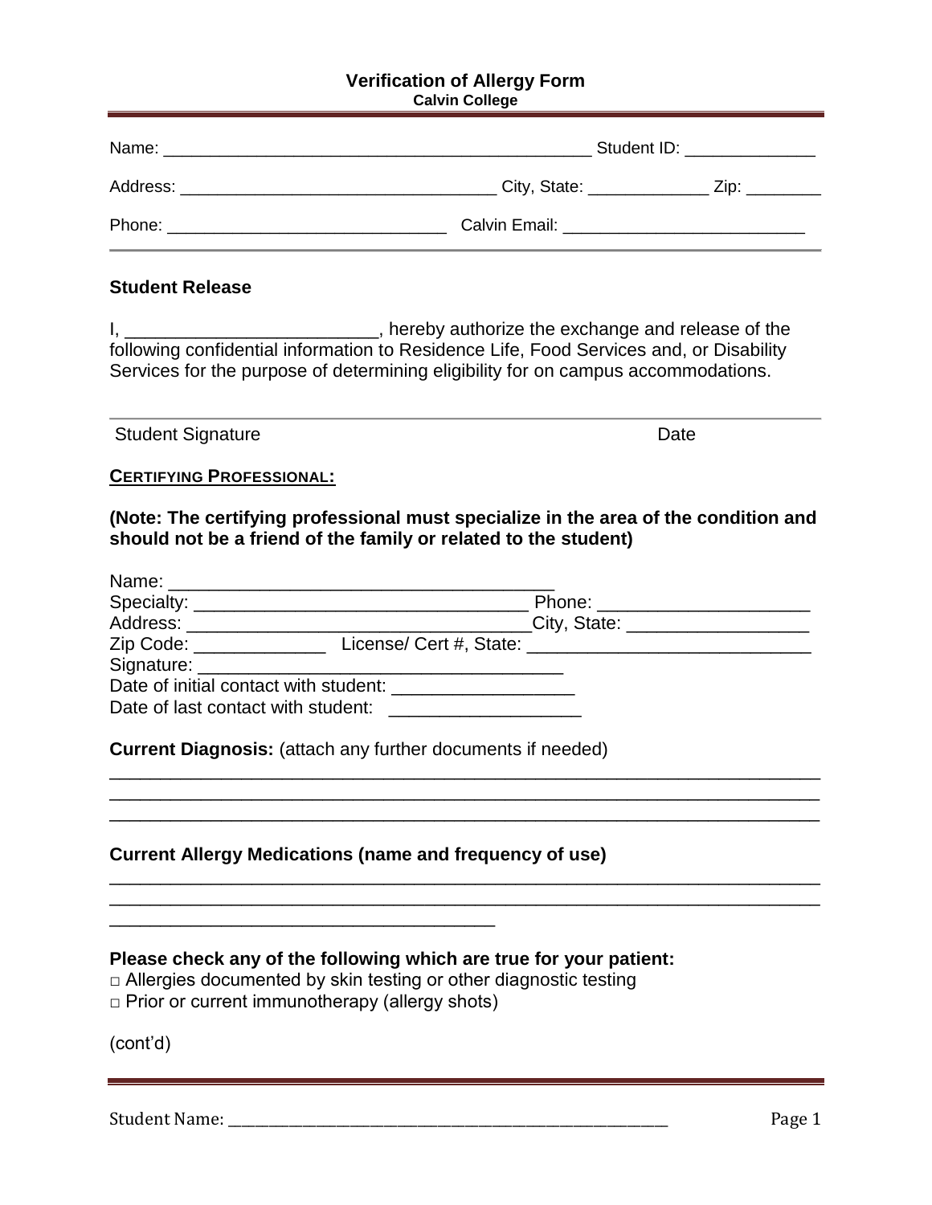# Verification of Allergy Form

**Calvin College**

Name: _______________________________________________ Student ID: ______________

Address: __________________________________ City, State: _____________ Zip: ________

Phone: _____________________________ Calvin Email: _________________________

## Student Release

I, _________________________, hereby authorize the exchange and release of the following confidential information to Residence Life, Food Services and, or Disability Services for the purpose of determining eligibility for on campus accommodations.

Student Signature Date

**CERTIFYING PROFESSIONAL:**

**(Note: The certifying professional must specialize in the area of the condition and should not be a friend of the family or related to the student)**

Name: ______________________________________

Specialty: __________________________________ Phone: _____________________

Address: __________________________________City, State: __________________

Zip Code: _____________ License/ Cert #, State: _____________________________

Signature: ____________________________________

Date of initial contact with student: __________________

Date of last contact with student: ___________________

**Current Diagnosis:** (attach any further documents if needed)

_________________________________________________________________________

_________________________________________________________________________

_________________________________________________________________________

**Current Allergy Medications (name and frequency of use)**

_________________________________________________________________________

_________________________________________________________________________

______________________________________

**Please check any of the following which are true for your patient:**

□ Allergies documented by skin testing or other diagnostic testing

□ Prior or current immunotherapy (allergy shots)

(cont'd)

Student Name: ____________________________________________________________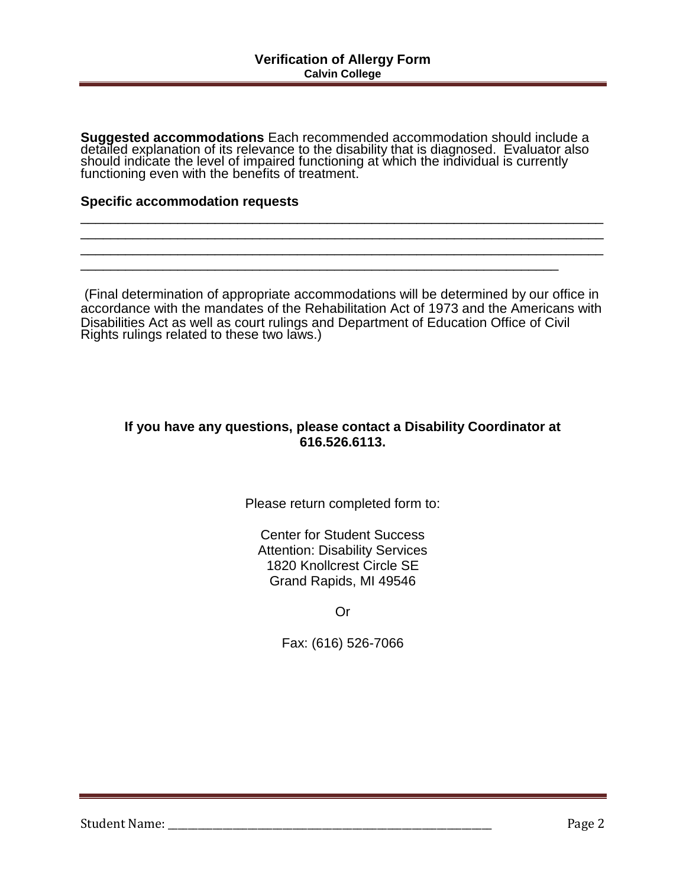**Suggested accommodations** Each recommended accommodation should include a detailed explanation of its relevance to the disability that is diagnosed. Evaluator also should indicate the level of impaired functioning at which the individual is currently functioning even with the benefits of treatment.

**Specific accommodation requests**

\_\_\_\_\_\_\_\_\_\_\_\_\_\_\_\_\_\_\_\_\_\_\_\_\_\_\_\_\_\_\_\_\_\_\_\_\_\_\_\_\_\_\_\_\_\_\_\_\_\_\_\_\_\_\_\_\_\_\_\_\_\_\_\_\_\_\_\_\_\_\_\_\_\_\_\_

\_\_\_\_\_\_\_\_\_\_\_\_\_\_\_\_\_\_\_\_\_\_\_\_\_\_\_\_\_\_\_\_\_\_\_\_\_\_\_\_\_\_\_\_\_\_\_\_\_\_\_\_\_\_\_\_\_\_\_\_\_\_\_\_\_\_\_\_\_\_\_\_\_\_\_\_

\_\_\_\_\_\_\_\_\_\_\_\_\_\_\_\_\_\_\_\_\_\_\_\_\_\_\_\_\_\_\_\_\_\_\_\_\_\_\_\_\_\_\_\_\_\_\_\_\_\_\_\_\_\_\_\_\_\_\_\_\_\_\_\_\_\_\_\_\_\_\_\_\_\_\_\_

\_\_\_\_\_\_\_\_\_\_\_\_\_\_\_\_\_\_\_\_\_\_\_\_\_\_\_\_\_\_\_\_\_\_\_\_\_\_\_\_\_\_\_\_\_\_\_\_\_\_\_\_\_\_\_\_\_\_\_\_\_\_\_\_\_\_\_\_\_

(Final determination of appropriate accommodations will be determined by our office in accordance with the mandates of the Rehabilitation Act of 1973 and the Americans with Disabilities Act as well as court rulings and Department of Education Office of Civil Rights rulings related to these two laws.)

**If you have any questions, please contact a Disability Coordinator at 616.526.6113.**

Please return completed form to:

Center for Student Success
Attention: Disability Services
1820 Knollcrest Circle SE
Grand Rapids, MI 49546

Or

Fax: (616) 526-7066

Student Name: \_\_\_\_\_\_\_\_\_\_\_\_\_\_\_\_\_\_\_\_\_\_\_\_\_\_\_\_\_\_\_\_\_\_\_\_\_\_\_\_\_\_\_\_\_\_\_\_\_\_\_\_\_\_\_\_\_\_\_\_\_\_\_\_